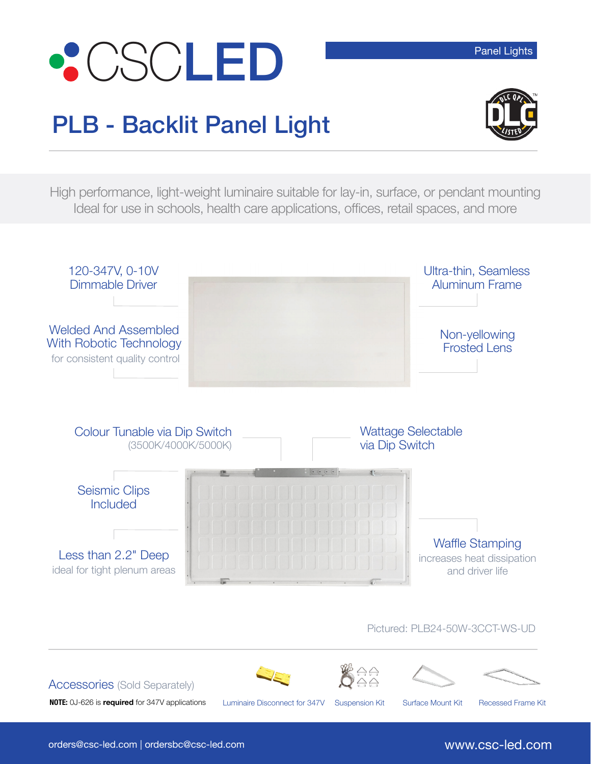# CSCLED

Panel Lights

## PLB - Backlit Panel Light

High performance, light-weight luminaire suitable for lay-in, surface, or pendant mounting
Ideal for use in schools, health care applications, offices, retail spaces, and more

**120-347V, 0-10V Dimmable Driver**

**Welded And Assembled With Robotic Technology**
for consistent quality control

**Ultra-thin, Seamless Aluminum Frame**

**Non-yellowing Frosted Lens**

**Colour Tunable via Dip Switch**
(3500K/4000K/5000K)

**Wattage Selectable via Dip Switch**

**Seismic Clips Included**

**Less than 2.2" Deep**
ideal for tight plenum areas

**Waffle Stamping**
increases heat dissipation and driver life

Pictured: PLB24-50W-3CCT-WS-UD

### Accessories (Sold Separately)

**NOTE:** 0J-626 is **required** for 347V applications

- Luminaire Disconnect for 347V
- Suspension Kit
- Surface Mount Kit
- Recessed Frame Kit

orders@csc-led.com | ordersbc@csc-led.com

www.csc-led.com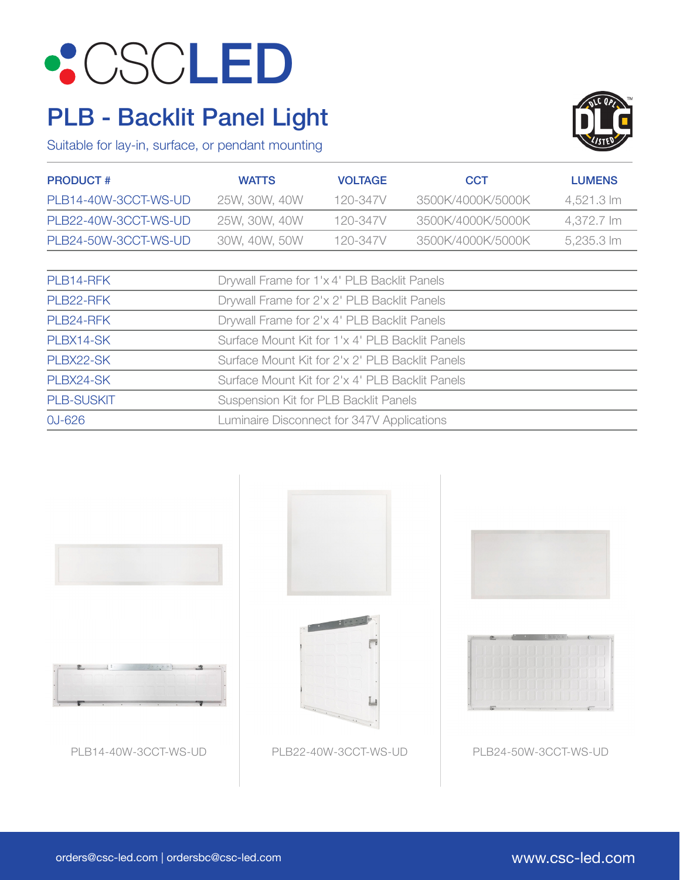# CSCLED

## PLB - Backlit Panel Light

Suitable for lay-in, surface, or pendant mounting

| PRODUCT # | WATTS | VOLTAGE | CCT | LUMENS |
|---|---|---|---|---|
| PLB14-40W-3CCT-WS-UD | 25W, 30W, 40W | 120-347V | 3500K/4000K/5000K | 4,521.3 lm |
| PLB22-40W-3CCT-WS-UD | 25W, 30W, 40W | 120-347V | 3500K/4000K/5000K | 4,372.7 lm |
| PLB24-50W-3CCT-WS-UD | 30W, 40W, 50W | 120-347V | 3500K/4000K/5000K | 5,235.3 lm |

| | |
|---|---|
| PLB14-RFK | Drywall Frame for 1'x 4' PLB Backlit Panels |
| PLB22-RFK | Drywall Frame for 2'x 2' PLB Backlit Panels |
| PLB24-RFK | Drywall Frame for 2'x 4' PLB Backlit Panels |
| PLBX14-SK | Surface Mount Kit for 1'x 4' PLB Backlit Panels |
| PLBX22-SK | Surface Mount Kit for 2'x 2' PLB Backlit Panels |
| PLBX24-SK | Surface Mount Kit for 2'x 4' PLB Backlit Panels |
| PLB-SUSKIT | Suspension Kit for PLB Backlit Panels |
| 0J-626 | Luminaire Disconnect for 347V Applications |

PLB14-40W-3CCT-WS-UD

PLB22-40W-3CCT-WS-UD

PLB24-50W-3CCT-WS-UD

orders@csc-led.com | ordersbc@csc-led.com

www.csc-led.com